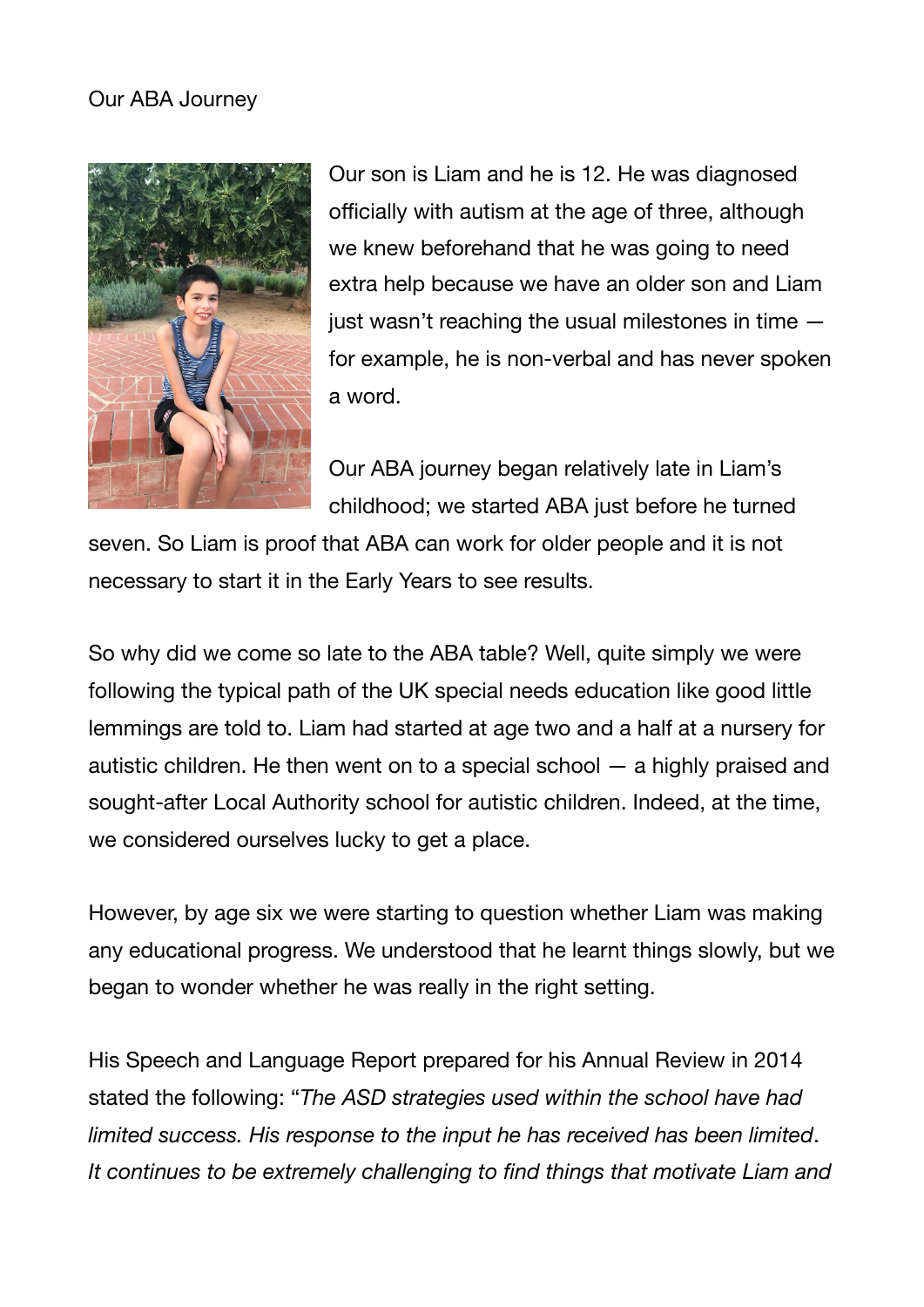Our ABA Journey

Our son is Liam and he is 12. He was diagnosed officially with autism at the age of three, although we knew beforehand that he was going to need extra help because we have an older son and Liam just wasn't reaching the usual milestones in time — for example, he is non-verbal and has never spoken a word.

Our ABA journey began relatively late in Liam's childhood; we started ABA just before he turned seven. So Liam is proof that ABA can work for older people and it is not necessary to start it in the Early Years to see results.

So why did we come so late to the ABA table? Well, quite simply we were following the typical path of the UK special needs education like good little lemmings are told to. Liam had started at age two and a half at a nursery for autistic children. He then went on to a special school — a highly praised and sought-after Local Authority school for autistic children. Indeed, at the time, we considered ourselves lucky to get a place.

However, by age six we were starting to question whether Liam was making any educational progress. We understood that he learnt things slowly, but we began to wonder whether he was really in the right setting.

His Speech and Language Report prepared for his Annual Review in 2014 stated the following: "*The ASD strategies used within the school have had limited success. His response to the input he has received has been limited. It continues to be extremely challenging to find things that motivate Liam and*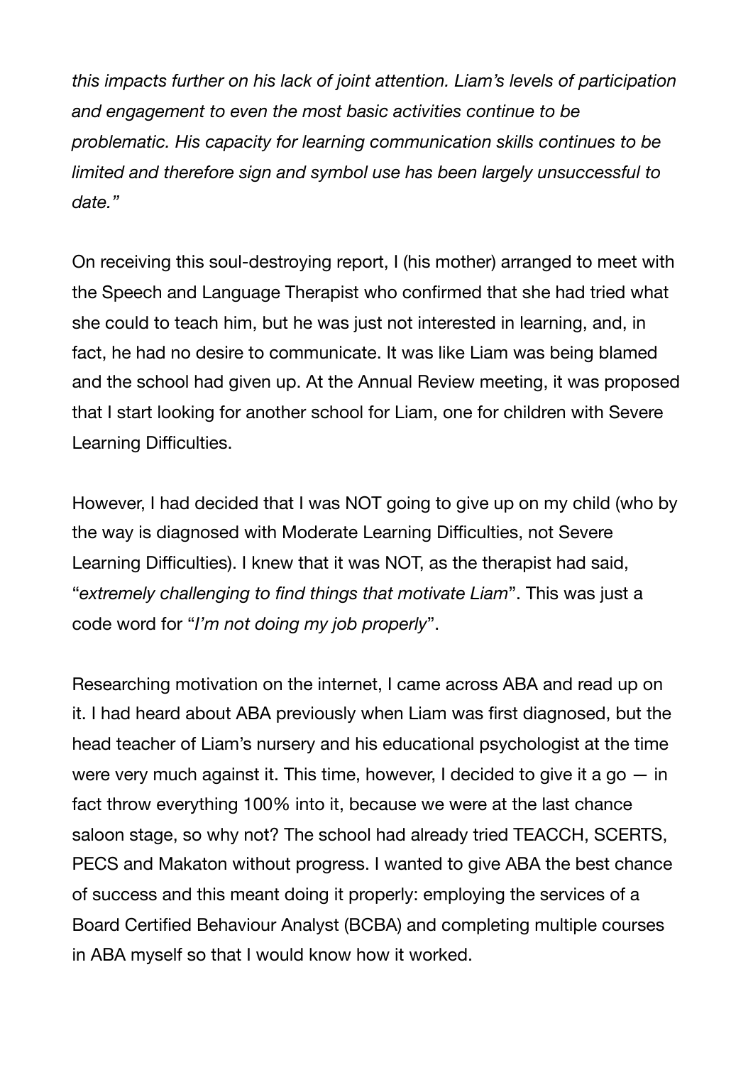*this impacts further on his lack of joint attention. Liam's levels of participation and engagement to even the most basic activities continue to be problematic. His capacity for learning communication skills continues to be limited and therefore sign and symbol use has been largely unsuccessful to date."*

On receiving this soul-destroying report, I (his mother) arranged to meet with the Speech and Language Therapist who confirmed that she had tried what she could to teach him, but he was just not interested in learning, and, in fact, he had no desire to communicate. It was like Liam was being blamed and the school had given up. At the Annual Review meeting, it was proposed that I start looking for another school for Liam, one for children with Severe Learning Difficulties.

However, I had decided that I was NOT going to give up on my child (who by the way is diagnosed with Moderate Learning Difficulties, not Severe Learning Difficulties). I knew that it was NOT, as the therapist had said, "*extremely challenging to find things that motivate Liam*". This was just a code word for "*I'm not doing my job properly*".

Researching motivation on the internet, I came across ABA and read up on it. I had heard about ABA previously when Liam was first diagnosed, but the head teacher of Liam's nursery and his educational psychologist at the time were very much against it. This time, however, I decided to give it a go — in fact throw everything 100% into it, because we were at the last chance saloon stage, so why not? The school had already tried TEACCH, SCERTS, PECS and Makaton without progress. I wanted to give ABA the best chance of success and this meant doing it properly: employing the services of a Board Certified Behaviour Analyst (BCBA) and completing multiple courses in ABA myself so that I would know how it worked.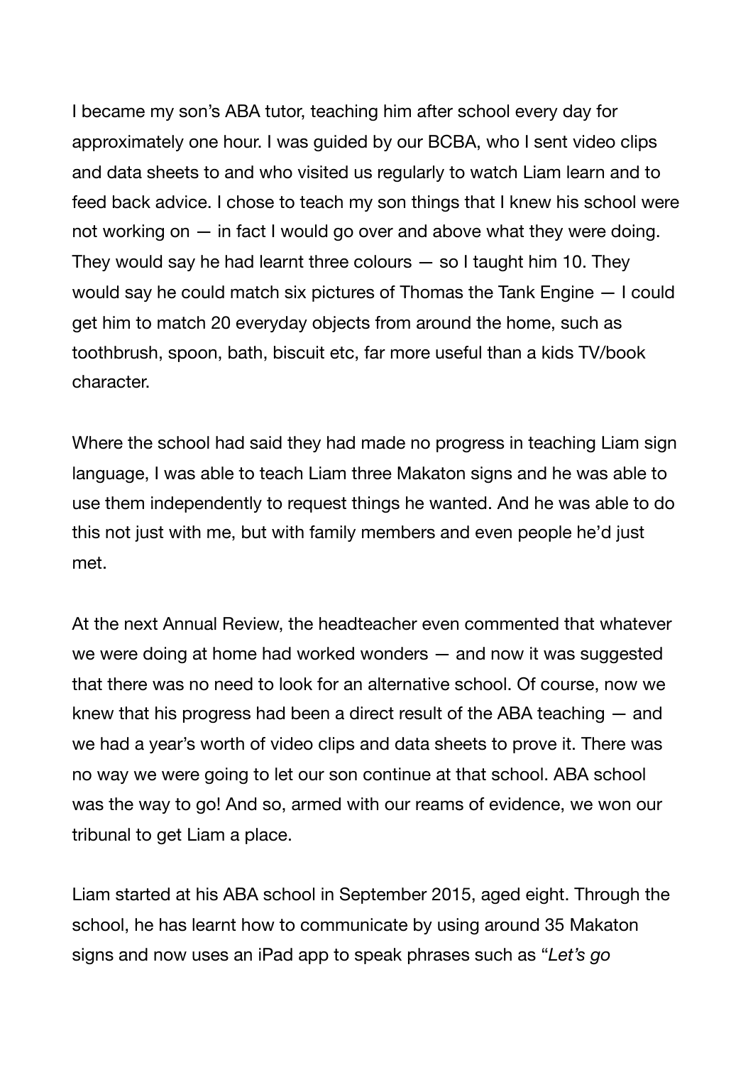I became my son's ABA tutor, teaching him after school every day for approximately one hour. I was guided by our BCBA, who I sent video clips and data sheets to and who visited us regularly to watch Liam learn and to feed back advice. I chose to teach my son things that I knew his school were not working on — in fact I would go over and above what they were doing. They would say he had learnt three colours — so I taught him 10. They would say he could match six pictures of Thomas the Tank Engine — I could get him to match 20 everyday objects from around the home, such as toothbrush, spoon, bath, biscuit etc, far more useful than a kids TV/book character.

Where the school had said they had made no progress in teaching Liam sign language, I was able to teach Liam three Makaton signs and he was able to use them independently to request things he wanted. And he was able to do this not just with me, but with family members and even people he'd just met.

At the next Annual Review, the headteacher even commented that whatever we were doing at home had worked wonders — and now it was suggested that there was no need to look for an alternative school. Of course, now we knew that his progress had been a direct result of the ABA teaching — and we had a year's worth of video clips and data sheets to prove it. There was no way we were going to let our son continue at that school. ABA school was the way to go! And so, armed with our reams of evidence, we won our tribunal to get Liam a place.

Liam started at his ABA school in September 2015, aged eight. Through the school, he has learnt how to communicate by using around 35 Makaton signs and now uses an iPad app to speak phrases such as "*Let's go*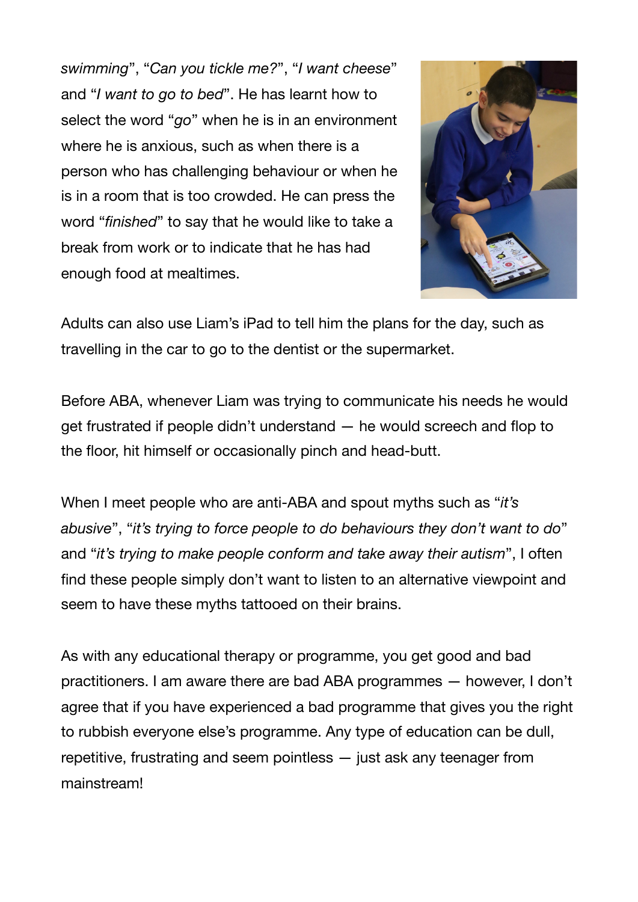*swimming*", "*Can you tickle me?*", "*I want cheese*" and "*I want to go to bed*". He has learnt how to select the word "*go*" when he is in an environment where he is anxious, such as when there is a person who has challenging behaviour or when he is in a room that is too crowded. He can press the word "*finished*" to say that he would like to take a break from work or to indicate that he has had enough food at mealtimes.

Adults can also use Liam's iPad to tell him the plans for the day, such as travelling in the car to go to the dentist or the supermarket.

Before ABA, whenever Liam was trying to communicate his needs he would get frustrated if people didn't understand — he would screech and flop to the floor, hit himself or occasionally pinch and head-butt.

When I meet people who are anti-ABA and spout myths such as "*it's abusive*", "*it's trying to force people to do behaviours they don't want to do*" and "*it's trying to make people conform and take away their autism*", I often find these people simply don't want to listen to an alternative viewpoint and seem to have these myths tattooed on their brains.

As with any educational therapy or programme, you get good and bad practitioners. I am aware there are bad ABA programmes — however, I don't agree that if you have experienced a bad programme that gives you the right to rubbish everyone else's programme. Any type of education can be dull, repetitive, frustrating and seem pointless — just ask any teenager from mainstream!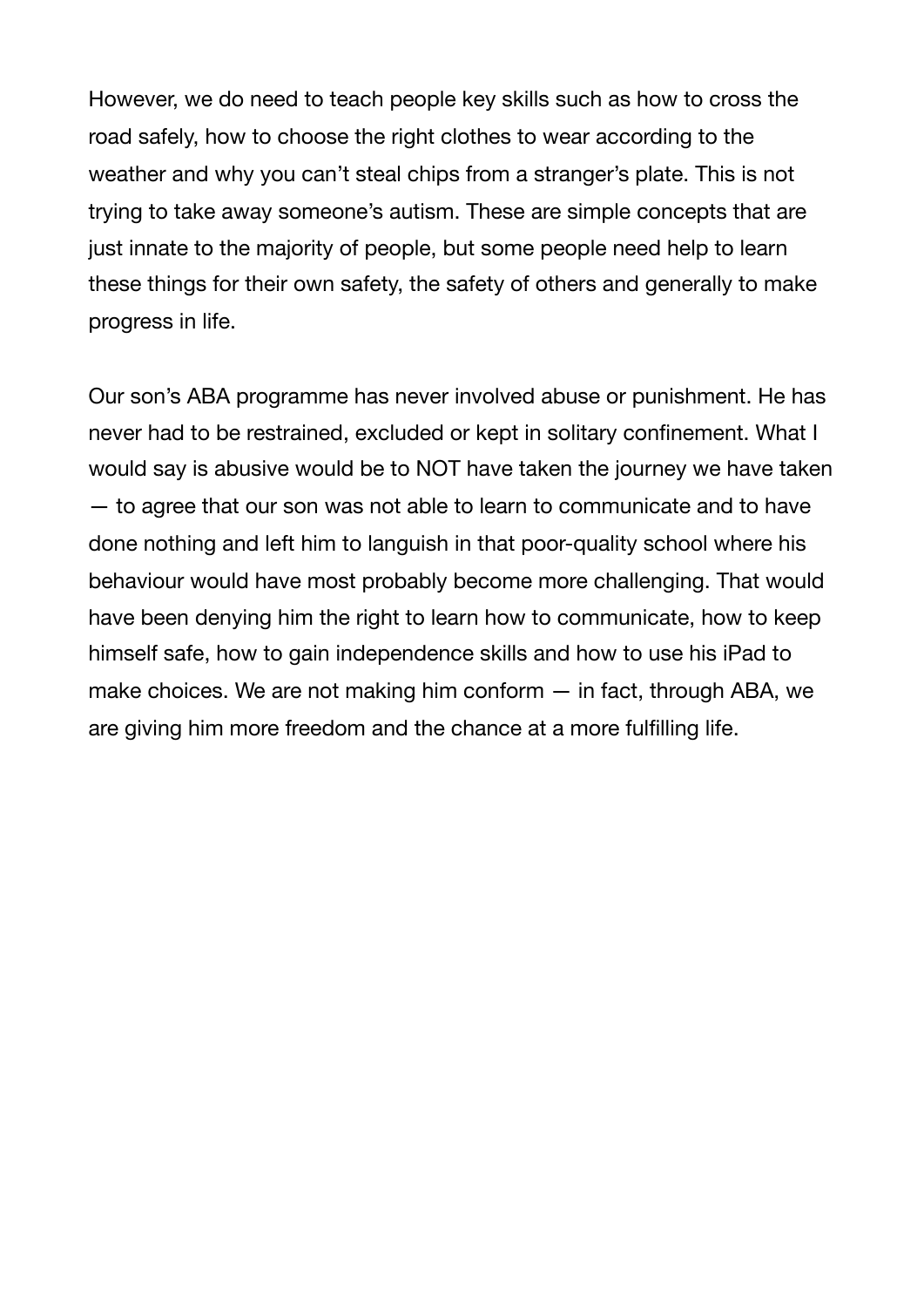However, we do need to teach people key skills such as how to cross the road safely, how to choose the right clothes to wear according to the weather and why you can't steal chips from a stranger's plate. This is not trying to take away someone's autism. These are simple concepts that are just innate to the majority of people, but some people need help to learn these things for their own safety, the safety of others and generally to make progress in life.

Our son's ABA programme has never involved abuse or punishment. He has never had to be restrained, excluded or kept in solitary confinement. What I would say is abusive would be to NOT have taken the journey we have taken — to agree that our son was not able to learn to communicate and to have done nothing and left him to languish in that poor-quality school where his behaviour would have most probably become more challenging. That would have been denying him the right to learn how to communicate, how to keep himself safe, how to gain independence skills and how to use his iPad to make choices. We are not making him conform — in fact, through ABA, we are giving him more freedom and the chance at a more fulfilling life.